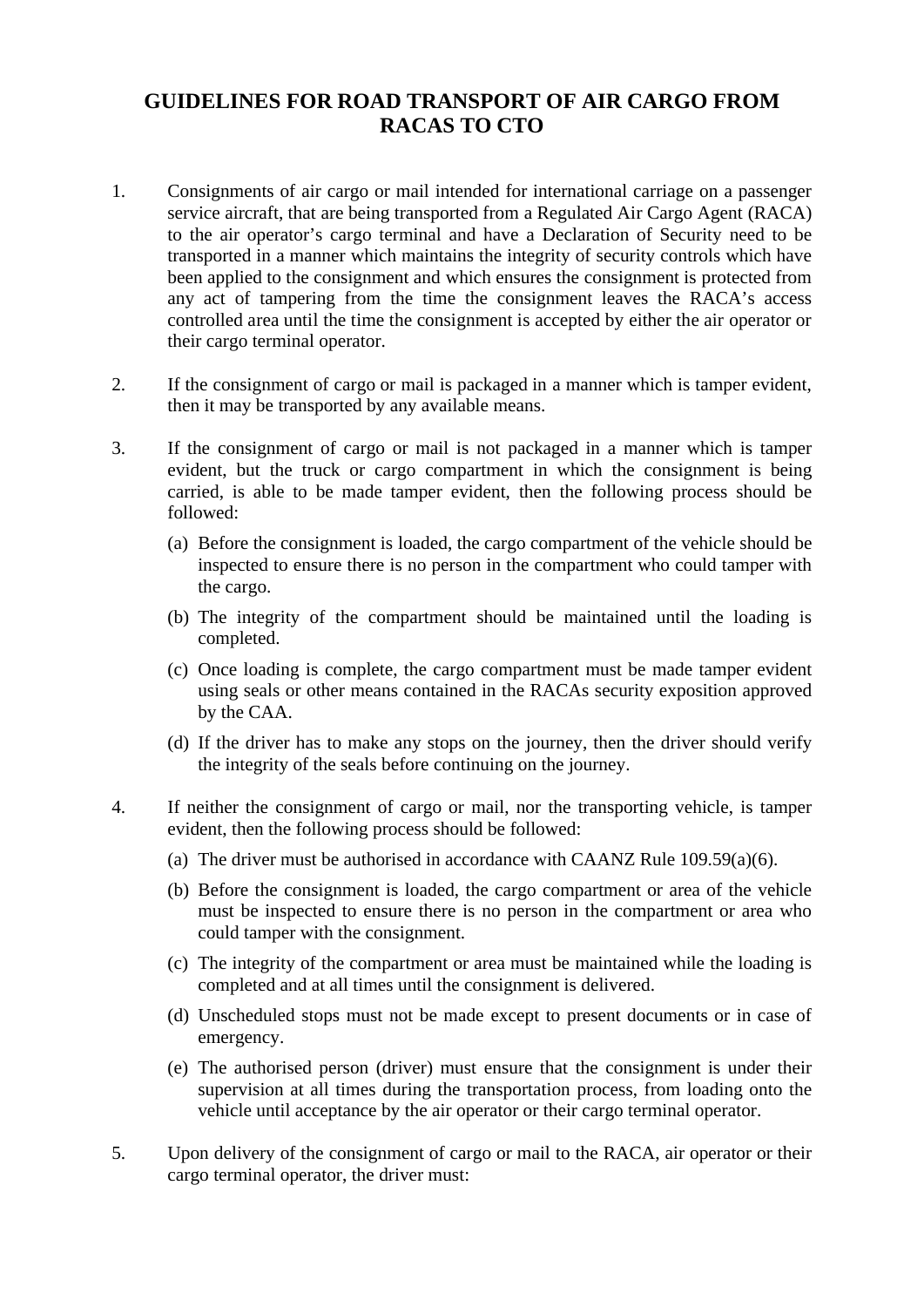# GUIDELINES FOR ROAD TRANSPORT OF AIR CARGO FROM RACAS TO CTO

1. Consignments of air cargo or mail intended for international carriage on a passenger service aircraft, that are being transported from a Regulated Air Cargo Agent (RACA) to the air operator's cargo terminal and have a Declaration of Security need to be transported in a manner which maintains the integrity of security controls which have been applied to the consignment and which ensures the consignment is protected from any act of tampering from the time the consignment leaves the RACA's access controlled area until the time the consignment is accepted by either the air operator or their cargo terminal operator.

2. If the consignment of cargo or mail is packaged in a manner which is tamper evident, then it may be transported by any available means.

3. If the consignment of cargo or mail is not packaged in a manner which is tamper evident, but the truck or cargo compartment in which the consignment is being carried, is able to be made tamper evident, then the following process should be followed:

   (a) Before the consignment is loaded, the cargo compartment of the vehicle should be inspected to ensure there is no person in the compartment who could tamper with the cargo.

   (b) The integrity of the compartment should be maintained until the loading is completed.

   (c) Once loading is complete, the cargo compartment must be made tamper evident using seals or other means contained in the RACAs security exposition approved by the CAA.

   (d) If the driver has to make any stops on the journey, then the driver should verify the integrity of the seals before continuing on the journey.

4. If neither the consignment of cargo or mail, nor the transporting vehicle, is tamper evident, then the following process should be followed:

   (a) The driver must be authorised in accordance with CAANZ Rule 109.59(a)(6).

   (b) Before the consignment is loaded, the cargo compartment or area of the vehicle must be inspected to ensure there is no person in the compartment or area who could tamper with the consignment.

   (c) The integrity of the compartment or area must be maintained while the loading is completed and at all times until the consignment is delivered.

   (d) Unscheduled stops must not be made except to present documents or in case of emergency.

   (e) The authorised person (driver) must ensure that the consignment is under their supervision at all times during the transportation process, from loading onto the vehicle until acceptance by the air operator or their cargo terminal operator.

5. Upon delivery of the consignment of cargo or mail to the RACA, air operator or their cargo terminal operator, the driver must: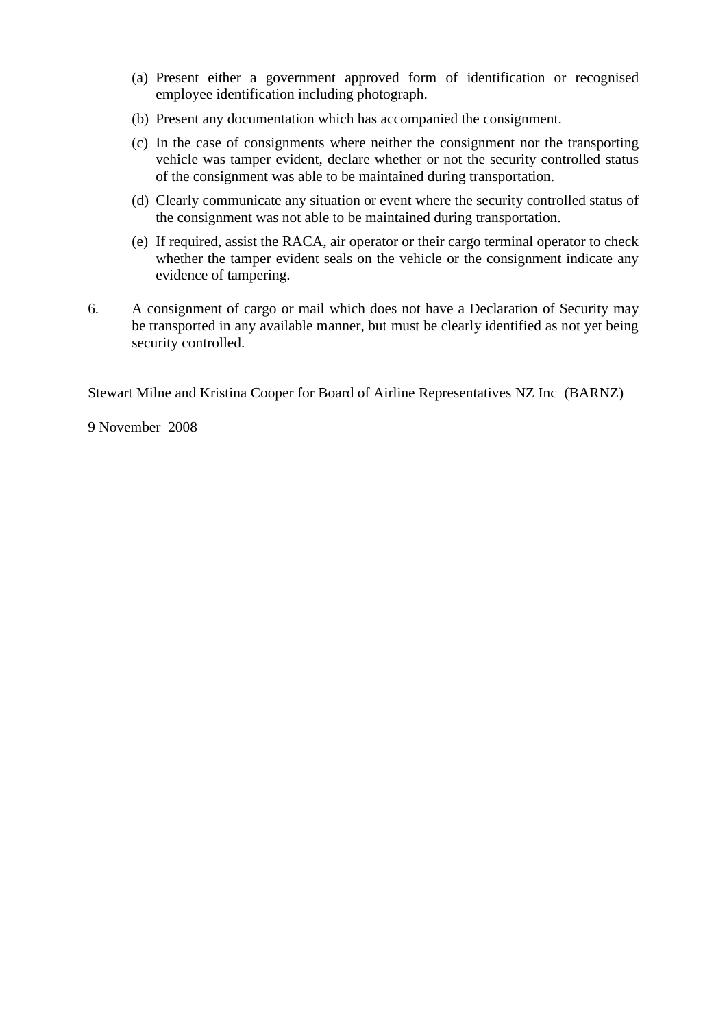(a) Present either a government approved form of identification or recognised employee identification including photograph.

(b) Present any documentation which has accompanied the consignment.

(c) In the case of consignments where neither the consignment nor the transporting vehicle was tamper evident, declare whether or not the security controlled status of the consignment was able to be maintained during transportation.

(d) Clearly communicate any situation or event where the security controlled status of the consignment was not able to be maintained during transportation.

(e) If required, assist the RACA, air operator or their cargo terminal operator to check whether the tamper evident seals on the vehicle or the consignment indicate any evidence of tampering.

6. A consignment of cargo or mail which does not have a Declaration of Security may be transported in any available manner, but must be clearly identified as not yet being security controlled.

Stewart Milne and Kristina Cooper for Board of Airline Representatives NZ Inc (BARNZ)

9 November 2008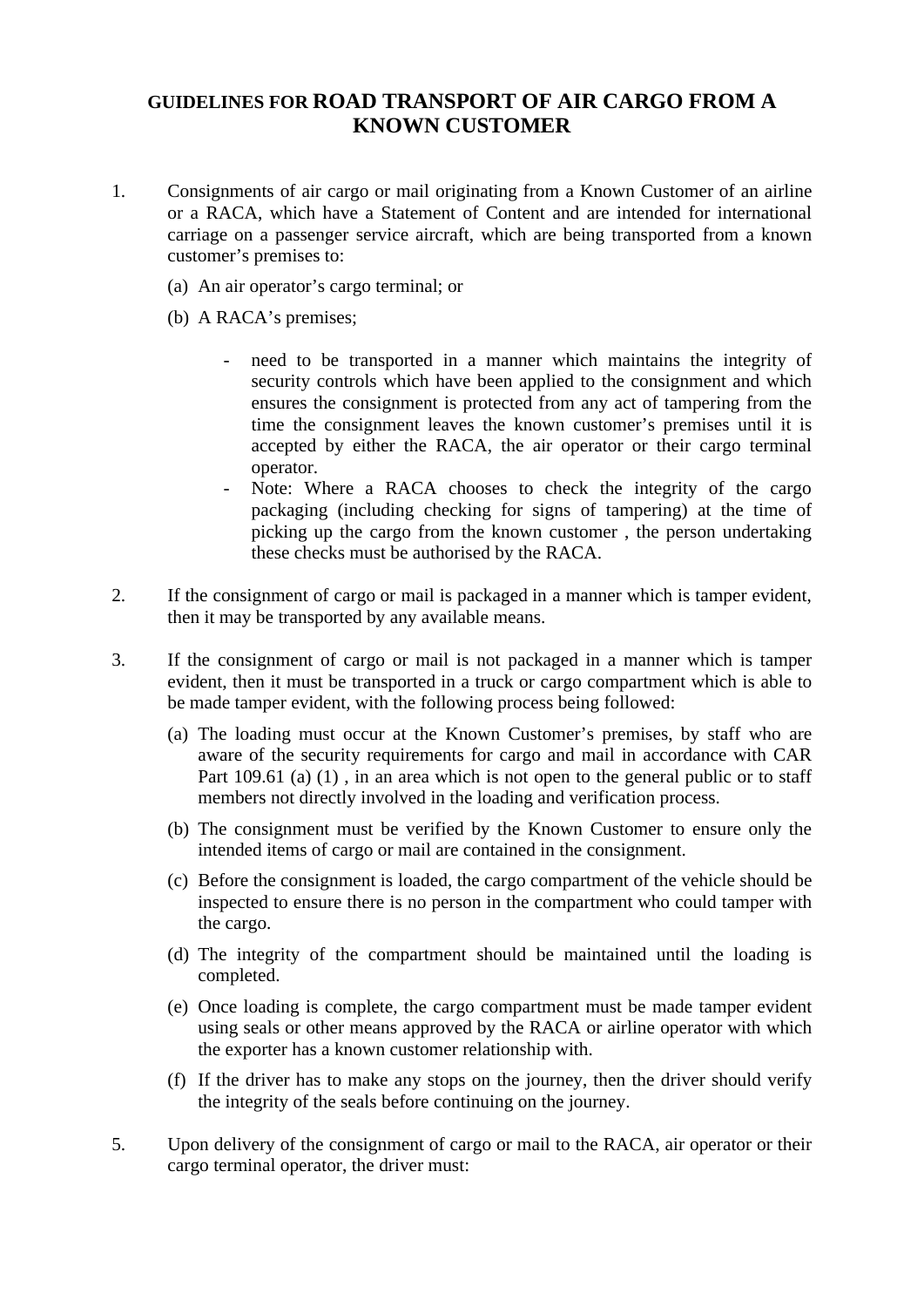# GUIDELINES FOR ROAD TRANSPORT OF AIR CARGO FROM A KNOWN CUSTOMER

1. Consignments of air cargo or mail originating from a Known Customer of an airline or a RACA, which have a Statement of Content and are intended for international carriage on a passenger service aircraft, which are being transported from a known customer's premises to:

   (a) An air operator's cargo terminal; or

   (b) A RACA's premises;

   - need to be transported in a manner which maintains the integrity of security controls which have been applied to the consignment and which ensures the consignment is protected from any act of tampering from the time the consignment leaves the known customer's premises until it is accepted by either the RACA, the air operator or their cargo terminal operator.
   - Note: Where a RACA chooses to check the integrity of the cargo packaging (including checking for signs of tampering) at the time of picking up the cargo from the known customer , the person undertaking these checks must be authorised by the RACA.

2. If the consignment of cargo or mail is packaged in a manner which is tamper evident, then it may be transported by any available means.

3. If the consignment of cargo or mail is not packaged in a manner which is tamper evident, then it must be transported in a truck or cargo compartment which is able to be made tamper evident, with the following process being followed:

   (a) The loading must occur at the Known Customer's premises, by staff who are aware of the security requirements for cargo and mail in accordance with CAR Part 109.61 (a) (1) , in an area which is not open to the general public or to staff members not directly involved in the loading and verification process.

   (b) The consignment must be verified by the Known Customer to ensure only the intended items of cargo or mail are contained in the consignment.

   (c) Before the consignment is loaded, the cargo compartment of the vehicle should be inspected to ensure there is no person in the compartment who could tamper with the cargo.

   (d) The integrity of the compartment should be maintained until the loading is completed.

   (e) Once loading is complete, the cargo compartment must be made tamper evident using seals or other means approved by the RACA or airline operator with which the exporter has a known customer relationship with.

   (f) If the driver has to make any stops on the journey, then the driver should verify the integrity of the seals before continuing on the journey.

5. Upon delivery of the consignment of cargo or mail to the RACA, air operator or their cargo terminal operator, the driver must: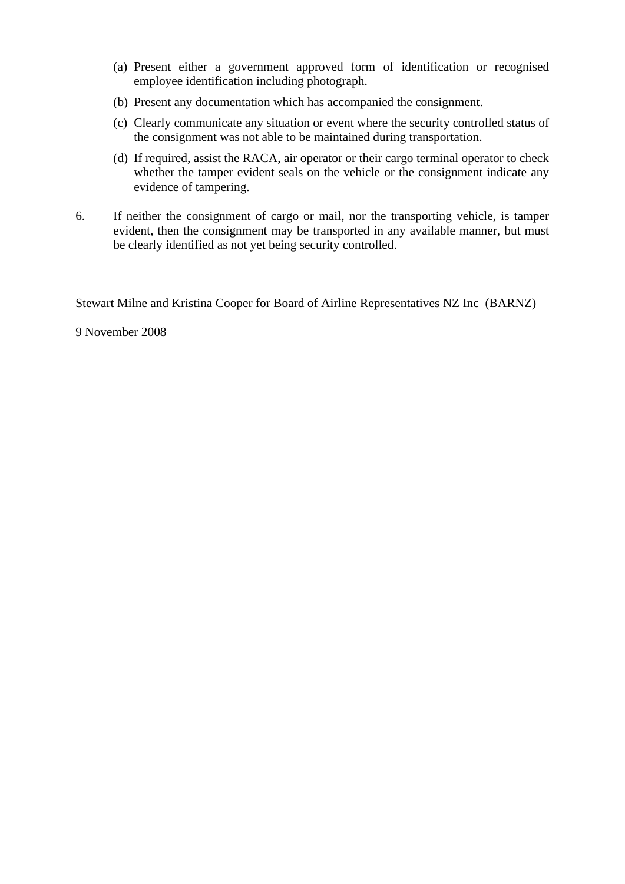(a) Present either a government approved form of identification or recognised employee identification including photograph.

(b) Present any documentation which has accompanied the consignment.

(c) Clearly communicate any situation or event where the security controlled status of the consignment was not able to be maintained during transportation.

(d) If required, assist the RACA, air operator or their cargo terminal operator to check whether the tamper evident seals on the vehicle or the consignment indicate any evidence of tampering.

6. If neither the consignment of cargo or mail, nor the transporting vehicle, is tamper evident, then the consignment may be transported in any available manner, but must be clearly identified as not yet being security controlled.

Stewart Milne and Kristina Cooper for Board of Airline Representatives NZ Inc (BARNZ)

9 November 2008